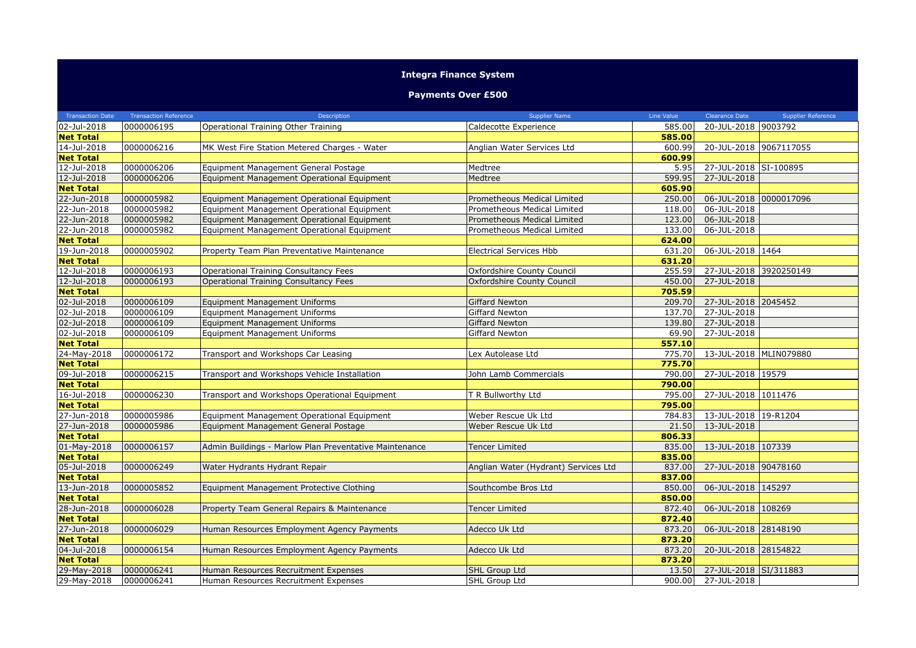# Integra Finance System

## Payments Over £500

| Transaction Date | Transaction Reference | Description | Supplier Name | Line Value | Clearance Date | Supplier Reference |
|---|---|---|---|---|---|---|
| 02-Jul-2018 | 0000006195 | Operational Training Other Training | Caldecotte Experience | 585.00 | 20-JUL-2018 | 9003792 |
| **Net Total** | | | | **585.00** | | |
| 14-Jul-2018 | 0000006216 | MK West Fire Station Metered Charges - Water | Anglian Water Services Ltd | 600.99 | 20-JUL-2018 | 9067117055 |
| **Net Total** | | | | **600.99** | | |
| 12-Jul-2018 | 0000006206 | Equipment Management General Postage | Medtree | 5.95 | 27-JUL-2018 | SI-100895 |
| 12-Jul-2018 | 0000006206 | Equipment Management Operational Equipment | Medtree | 599.95 | 27-JUL-2018 | |
| **Net Total** | | | | **605.90** | | |
| 22-Jun-2018 | 0000005982 | Equipment Management Operational Equipment | Prometheous Medical Limited | 250.00 | 06-JUL-2018 | 0000017096 |
| 22-Jun-2018 | 0000005982 | Equipment Management Operational Equipment | Prometheous Medical Limited | 118.00 | 06-JUL-2018 | |
| 22-Jun-2018 | 0000005982 | Equipment Management Operational Equipment | Prometheous Medical Limited | 123.00 | 06-JUL-2018 | |
| 22-Jun-2018 | 0000005982 | Equipment Management Operational Equipment | Prometheous Medical Limited | 133.00 | 06-JUL-2018 | |
| **Net Total** | | | | **624.00** | | |
| 19-Jun-2018 | 0000005902 | Property Team Plan Preventative Maintenance | Electrical Services Hbb | 631.20 | 06-JUL-2018 | 1464 |
| **Net Total** | | | | **631.20** | | |
| 12-Jul-2018 | 0000006193 | Operational Training Consultancy Fees | Oxfordshire County Council | 255.59 | 27-JUL-2018 | 3920250149 |
| 12-Jul-2018 | 0000006193 | Operational Training Consultancy Fees | Oxfordshire County Council | 450.00 | 27-JUL-2018 | |
| **Net Total** | | | | **705.59** | | |
| 02-Jul-2018 | 0000006109 | Equipment Management Uniforms | Giffard Newton | 209.70 | 27-JUL-2018 | 2045452 |
| 02-Jul-2018 | 0000006109 | Equipment Management Uniforms | Giffard Newton | 137.70 | 27-JUL-2018 | |
| 02-Jul-2018 | 0000006109 | Equipment Management Uniforms | Giffard Newton | 139.80 | 27-JUL-2018 | |
| 02-Jul-2018 | 0000006109 | Equipment Management Uniforms | Giffard Newton | 69.90 | 27-JUL-2018 | |
| **Net Total** | | | | **557.10** | | |
| 24-May-2018 | 0000006172 | Transport and Workshops Car Leasing | Lex Autolease Ltd | 775.70 | 13-JUL-2018 | MLIN079880 |
| **Net Total** | | | | **775.70** | | |
| 09-Jul-2018 | 0000006215 | Transport and Workshops Vehicle Installation | John Lamb Commercials | 790.00 | 27-JUL-2018 | 19579 |
| **Net Total** | | | | **790.00** | | |
| 16-Jul-2018 | 0000006230 | Transport and Workshops Operational Equipment | T R Bullworthy Ltd | 795.00 | 27-JUL-2018 | 1011476 |
| **Net Total** | | | | **795.00** | | |
| 27-Jun-2018 | 0000005986 | Equipment Management Operational Equipment | Weber Rescue Uk Ltd | 784.83 | 13-JUL-2018 | 19-R1204 |
| 27-Jun-2018 | 0000005986 | Equipment Management General Postage | Weber Rescue Uk Ltd | 21.50 | 13-JUL-2018 | |
| **Net Total** | | | | **806.33** | | |
| 01-May-2018 | 0000006157 | Admin Buildings - Marlow Plan Preventative Maintenance | Tencer Limited | 835.00 | 13-JUL-2018 | 107339 |
| **Net Total** | | | | **835.00** | | |
| 05-Jul-2018 | 0000006249 | Water Hydrants Hydrant Repair | Anglian Water (Hydrant) Services Ltd | 837.00 | 27-JUL-2018 | 90478160 |
| **Net Total** | | | | **837.00** | | |
| 13-Jun-2018 | 0000005852 | Equipment Management Protective Clothing | Southcombe Bros Ltd | 850.00 | 06-JUL-2018 | 145297 |
| **Net Total** | | | | **850.00** | | |
| 28-Jun-2018 | 0000006028 | Property Team General Repairs & Maintenance | Tencer Limited | 872.40 | 06-JUL-2018 | 108269 |
| **Net Total** | | | | **872.40** | | |
| 27-Jun-2018 | 0000006029 | Human Resources Employment Agency Payments | Adecco Uk Ltd | 873.20 | 06-JUL-2018 | 28148190 |
| **Net Total** | | | | **873.20** | | |
| 04-Jul-2018 | 0000006154 | Human Resources Employment Agency Payments | Adecco Uk Ltd | 873.20 | 20-JUL-2018 | 28154822 |
| **Net Total** | | | | **873.20** | | |
| 29-May-2018 | 0000006241 | Human Resources Recruitment Expenses | SHL Group Ltd | 13.50 | 27-JUL-2018 | SI/311883 |
| 29-May-2018 | 0000006241 | Human Resources Recruitment Expenses | SHL Group Ltd | 900.00 | 27-JUL-2018 | |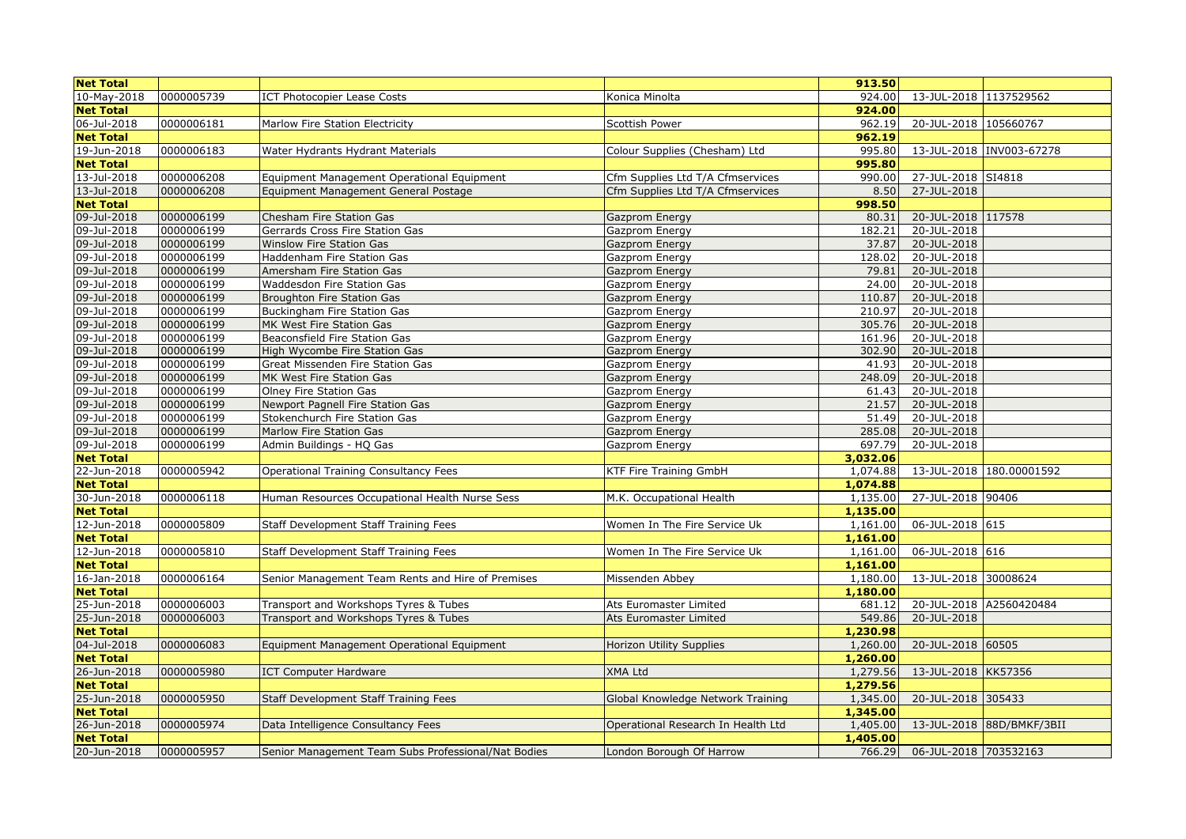| Net Total | | | | 913.50 | | |
|---|---|---|---|---|---|---|
| 10-May-2018 | 0000005739 | ICT Photocopier Lease Costs | Konica Minolta | 924.00 | 13-JUL-2018 | 1137529562 |
| Net Total | | | | 924.00 | | |
| 06-Jul-2018 | 0000006181 | Marlow Fire Station Electricity | Scottish Power | 962.19 | 20-JUL-2018 | 105660767 |
| Net Total | | | | 962.19 | | |
| 19-Jun-2018 | 0000006183 | Water Hydrants Hydrant Materials | Colour Supplies (Chesham) Ltd | 995.80 | 13-JUL-2018 | INV003-67278 |
| Net Total | | | | 995.80 | | |
| 13-Jul-2018 | 0000006208 | Equipment Management Operational Equipment | Cfm Supplies Ltd T/A Cfmservices | 990.00 | 27-JUL-2018 | SI4818 |
| 13-Jul-2018 | 0000006208 | Equipment Management General Postage | Cfm Supplies Ltd T/A Cfmservices | 8.50 | 27-JUL-2018 | |
| Net Total | | | | 998.50 | | |
| 09-Jul-2018 | 0000006199 | Chesham Fire Station Gas | Gazprom Energy | 80.31 | 20-JUL-2018 | 117578 |
| 09-Jul-2018 | 0000006199 | Gerrards Cross Fire Station Gas | Gazprom Energy | 182.21 | 20-JUL-2018 | |
| 09-Jul-2018 | 0000006199 | Winslow Fire Station Gas | Gazprom Energy | 37.87 | 20-JUL-2018 | |
| 09-Jul-2018 | 0000006199 | Haddenham Fire Station Gas | Gazprom Energy | 128.02 | 20-JUL-2018 | |
| 09-Jul-2018 | 0000006199 | Amersham Fire Station Gas | Gazprom Energy | 79.81 | 20-JUL-2018 | |
| 09-Jul-2018 | 0000006199 | Waddesdon Fire Station Gas | Gazprom Energy | 24.00 | 20-JUL-2018 | |
| 09-Jul-2018 | 0000006199 | Broughton Fire Station Gas | Gazprom Energy | 110.87 | 20-JUL-2018 | |
| 09-Jul-2018 | 0000006199 | Buckingham Fire Station Gas | Gazprom Energy | 210.97 | 20-JUL-2018 | |
| 09-Jul-2018 | 0000006199 | MK West Fire Station Gas | Gazprom Energy | 305.76 | 20-JUL-2018 | |
| 09-Jul-2018 | 0000006199 | Beaconsfield Fire Station Gas | Gazprom Energy | 161.96 | 20-JUL-2018 | |
| 09-Jul-2018 | 0000006199 | High Wycombe Fire Station Gas | Gazprom Energy | 302.90 | 20-JUL-2018 | |
| 09-Jul-2018 | 0000006199 | Great Missenden Fire Station Gas | Gazprom Energy | 41.93 | 20-JUL-2018 | |
| 09-Jul-2018 | 0000006199 | MK West Fire Station Gas | Gazprom Energy | 248.09 | 20-JUL-2018 | |
| 09-Jul-2018 | 0000006199 | Olney Fire Station Gas | Gazprom Energy | 61.43 | 20-JUL-2018 | |
| 09-Jul-2018 | 0000006199 | Newport Pagnell Fire Station Gas | Gazprom Energy | 21.57 | 20-JUL-2018 | |
| 09-Jul-2018 | 0000006199 | Stokenchurch Fire Station Gas | Gazprom Energy | 51.49 | 20-JUL-2018 | |
| 09-Jul-2018 | 0000006199 | Marlow Fire Station Gas | Gazprom Energy | 285.08 | 20-JUL-2018 | |
| 09-Jul-2018 | 0000006199 | Admin Buildings - HQ Gas | Gazprom Energy | 697.79 | 20-JUL-2018 | |
| Net Total | | | | 3,032.06 | | |
| 22-Jun-2018 | 0000005942 | Operational Training Consultancy Fees | KTF Fire Training GmbH | 1,074.88 | 13-JUL-2018 | 180.00001592 |
| Net Total | | | | 1,074.88 | | |
| 30-Jun-2018 | 0000006118 | Human Resources Occupational Health Nurse Sess | M.K. Occupational Health | 1,135.00 | 27-JUL-2018 | 90406 |
| Net Total | | | | 1,135.00 | | |
| 12-Jun-2018 | 0000005809 | Staff Development Staff Training Fees | Women In The Fire Service Uk | 1,161.00 | 06-JUL-2018 | 615 |
| Net Total | | | | 1,161.00 | | |
| 12-Jun-2018 | 0000005810 | Staff Development Staff Training Fees | Women In The Fire Service Uk | 1,161.00 | 06-JUL-2018 | 616 |
| Net Total | | | | 1,161.00 | | |
| 16-Jan-2018 | 0000006164 | Senior Management Team Rents and Hire of Premises | Missenden Abbey | 1,180.00 | 13-JUL-2018 | 30008624 |
| Net Total | | | | 1,180.00 | | |
| 25-Jun-2018 | 0000006003 | Transport and Workshops Tyres & Tubes | Ats Euromaster Limited | 681.12 | 20-JUL-2018 | A2560420484 |
| 25-Jun-2018 | 0000006003 | Transport and Workshops Tyres & Tubes | Ats Euromaster Limited | 549.86 | 20-JUL-2018 | |
| Net Total | | | | 1,230.98 | | |
| 04-Jul-2018 | 0000006083 | Equipment Management Operational Equipment | Horizon Utility Supplies | 1,260.00 | 20-JUL-2018 | 60505 |
| Net Total | | | | 1,260.00 | | |
| 26-Jun-2018 | 0000005980 | ICT Computer Hardware | XMA Ltd | 1,279.56 | 13-JUL-2018 | KK57356 |
| Net Total | | | | 1,279.56 | | |
| 25-Jun-2018 | 0000005950 | Staff Development Staff Training Fees | Global Knowledge Network Training | 1,345.00 | 20-JUL-2018 | 305433 |
| Net Total | | | | 1,345.00 | | |
| 26-Jun-2018 | 0000005974 | Data Intelligence Consultancy Fees | Operational Research In Health Ltd | 1,405.00 | 13-JUL-2018 | 88D/BMKF/3BII |
| Net Total | | | | 1,405.00 | | |
| 20-Jun-2018 | 0000005957 | Senior Management Team Subs Professional/Nat Bodies | London Borough Of Harrow | 766.29 | 06-JUL-2018 | 703532163 |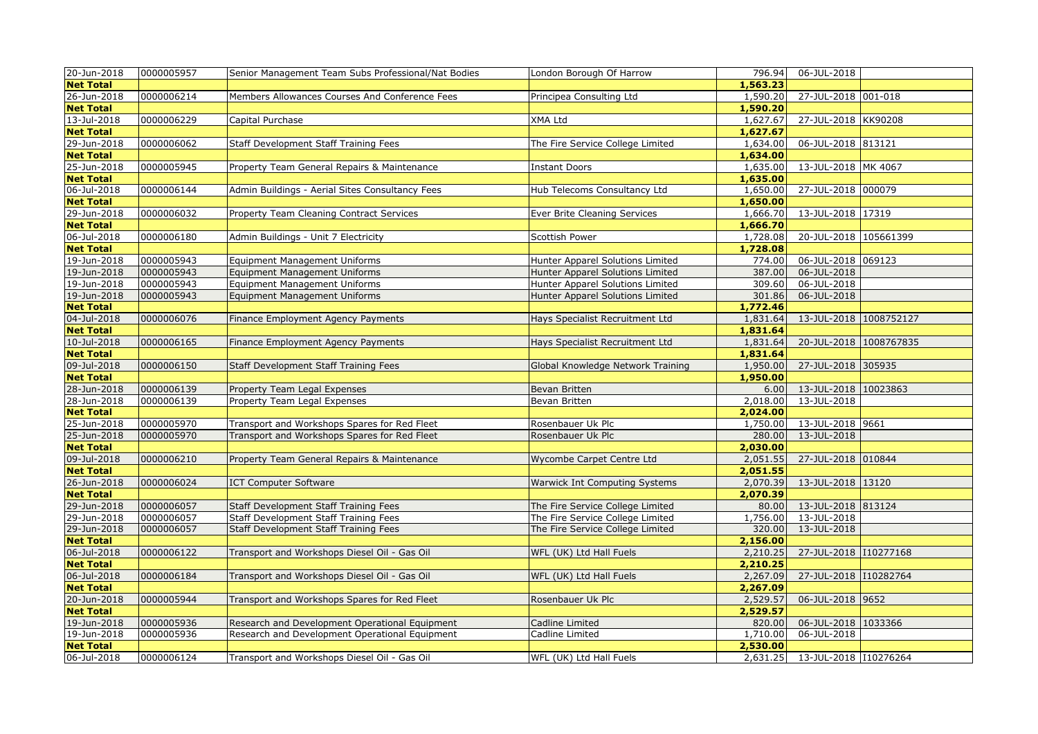| 20-Jun-2018 | 0000005957 | Senior Management Team Subs Professional/Nat Bodies | London Borough Of Harrow | 796.94 | 06-JUL-2018 | |
|---|---|---|---|---|---|---|
| **Net Total** | | | | **1,563.23** | | |
| 26-Jun-2018 | 0000006214 | Members Allowances Courses And Conference Fees | Principea Consulting Ltd | 1,590.20 | 27-JUL-2018 | 001-018 |
| **Net Total** | | | | **1,590.20** | | |
| 13-Jul-2018 | 0000006229 | Capital Purchase | XMA Ltd | 1,627.67 | 27-JUL-2018 | KK90208 |
| **Net Total** | | | | **1,627.67** | | |
| 29-Jun-2018 | 0000006062 | Staff Development Staff Training Fees | The Fire Service College Limited | 1,634.00 | 06-JUL-2018 | 813121 |
| **Net Total** | | | | **1,634.00** | | |
| 25-Jun-2018 | 0000005945 | Property Team General Repairs & Maintenance | Instant Doors | 1,635.00 | 13-JUL-2018 | MK 4067 |
| **Net Total** | | | | **1,635.00** | | |
| 06-Jul-2018 | 0000006144 | Admin Buildings - Aerial Sites Consultancy Fees | Hub Telecoms Consultancy Ltd | 1,650.00 | 27-JUL-2018 | 000079 |
| **Net Total** | | | | **1,650.00** | | |
| 29-Jun-2018 | 0000006032 | Property Team Cleaning Contract Services | Ever Brite Cleaning Services | 1,666.70 | 13-JUL-2018 | 17319 |
| **Net Total** | | | | **1,666.70** | | |
| 06-Jul-2018 | 0000006180 | Admin Buildings - Unit 7 Electricity | Scottish Power | 1,728.08 | 20-JUL-2018 | 105661399 |
| **Net Total** | | | | **1,728.08** | | |
| 19-Jun-2018 | 0000005943 | Equipment Management Uniforms | Hunter Apparel Solutions Limited | 774.00 | 06-JUL-2018 | 069123 |
| 19-Jun-2018 | 0000005943 | Equipment Management Uniforms | Hunter Apparel Solutions Limited | 387.00 | 06-JUL-2018 | |
| 19-Jun-2018 | 0000005943 | Equipment Management Uniforms | Hunter Apparel Solutions Limited | 309.60 | 06-JUL-2018 | |
| 19-Jun-2018 | 0000005943 | Equipment Management Uniforms | Hunter Apparel Solutions Limited | 301.86 | 06-JUL-2018 | |
| **Net Total** | | | | **1,772.46** | | |
| 04-Jul-2018 | 0000006076 | Finance Employment Agency Payments | Hays Specialist Recruitment Ltd | 1,831.64 | 13-JUL-2018 | 1008752127 |
| **Net Total** | | | | **1,831.64** | | |
| 10-Jul-2018 | 0000006165 | Finance Employment Agency Payments | Hays Specialist Recruitment Ltd | 1,831.64 | 20-JUL-2018 | 1008767835 |
| **Net Total** | | | | **1,831.64** | | |
| 09-Jul-2018 | 0000006150 | Staff Development Staff Training Fees | Global Knowledge Network Training | 1,950.00 | 27-JUL-2018 | 305935 |
| **Net Total** | | | | **1,950.00** | | |
| 28-Jun-2018 | 0000006139 | Property Team Legal Expenses | Bevan Britten | 6.00 | 13-JUL-2018 | 10023863 |
| 28-Jun-2018 | 0000006139 | Property Team Legal Expenses | Bevan Britten | 2,018.00 | 13-JUL-2018 | |
| **Net Total** | | | | **2,024.00** | | |
| 25-Jun-2018 | 0000005970 | Transport and Workshops Spares for Red Fleet | Rosenbauer Uk Plc | 1,750.00 | 13-JUL-2018 | 9661 |
| 25-Jun-2018 | 0000005970 | Transport and Workshops Spares for Red Fleet | Rosenbauer Uk Plc | 280.00 | 13-JUL-2018 | |
| **Net Total** | | | | **2,030.00** | | |
| 09-Jul-2018 | 0000006210 | Property Team General Repairs & Maintenance | Wycombe Carpet Centre Ltd | 2,051.55 | 27-JUL-2018 | 010844 |
| **Net Total** | | | | **2,051.55** | | |
| 26-Jun-2018 | 0000006024 | ICT Computer Software | Warwick Int Computing Systems | 2,070.39 | 13-JUL-2018 | 13120 |
| **Net Total** | | | | **2,070.39** | | |
| 29-Jun-2018 | 0000006057 | Staff Development Staff Training Fees | The Fire Service College Limited | 80.00 | 13-JUL-2018 | 813124 |
| 29-Jun-2018 | 0000006057 | Staff Development Staff Training Fees | The Fire Service College Limited | 1,756.00 | 13-JUL-2018 | |
| 29-Jun-2018 | 0000006057 | Staff Development Staff Training Fees | The Fire Service College Limited | 320.00 | 13-JUL-2018 | |
| **Net Total** | | | | **2,156.00** | | |
| 06-Jul-2018 | 0000006122 | Transport and Workshops Diesel Oil - Gas Oil | WFL (UK) Ltd Hall Fuels | 2,210.25 | 27-JUL-2018 | I10277168 |
| **Net Total** | | | | **2,210.25** | | |
| 06-Jul-2018 | 0000006184 | Transport and Workshops Diesel Oil - Gas Oil | WFL (UK) Ltd Hall Fuels | 2,267.09 | 27-JUL-2018 | I10282764 |
| **Net Total** | | | | **2,267.09** | | |
| 20-Jun-2018 | 0000005944 | Transport and Workshops Spares for Red Fleet | Rosenbauer Uk Plc | 2,529.57 | 06-JUL-2018 | 9652 |
| **Net Total** | | | | **2,529.57** | | |
| 19-Jun-2018 | 0000005936 | Research and Development Operational Equipment | Cadline Limited | 820.00 | 06-JUL-2018 | 1033366 |
| 19-Jun-2018 | 0000005936 | Research and Development Operational Equipment | Cadline Limited | 1,710.00 | 06-JUL-2018 | |
| **Net Total** | | | | **2,530.00** | | |
| 06-Jul-2018 | 0000006124 | Transport and Workshops Diesel Oil - Gas Oil | WFL (UK) Ltd Hall Fuels | 2,631.25 | 13-JUL-2018 | I10276264 |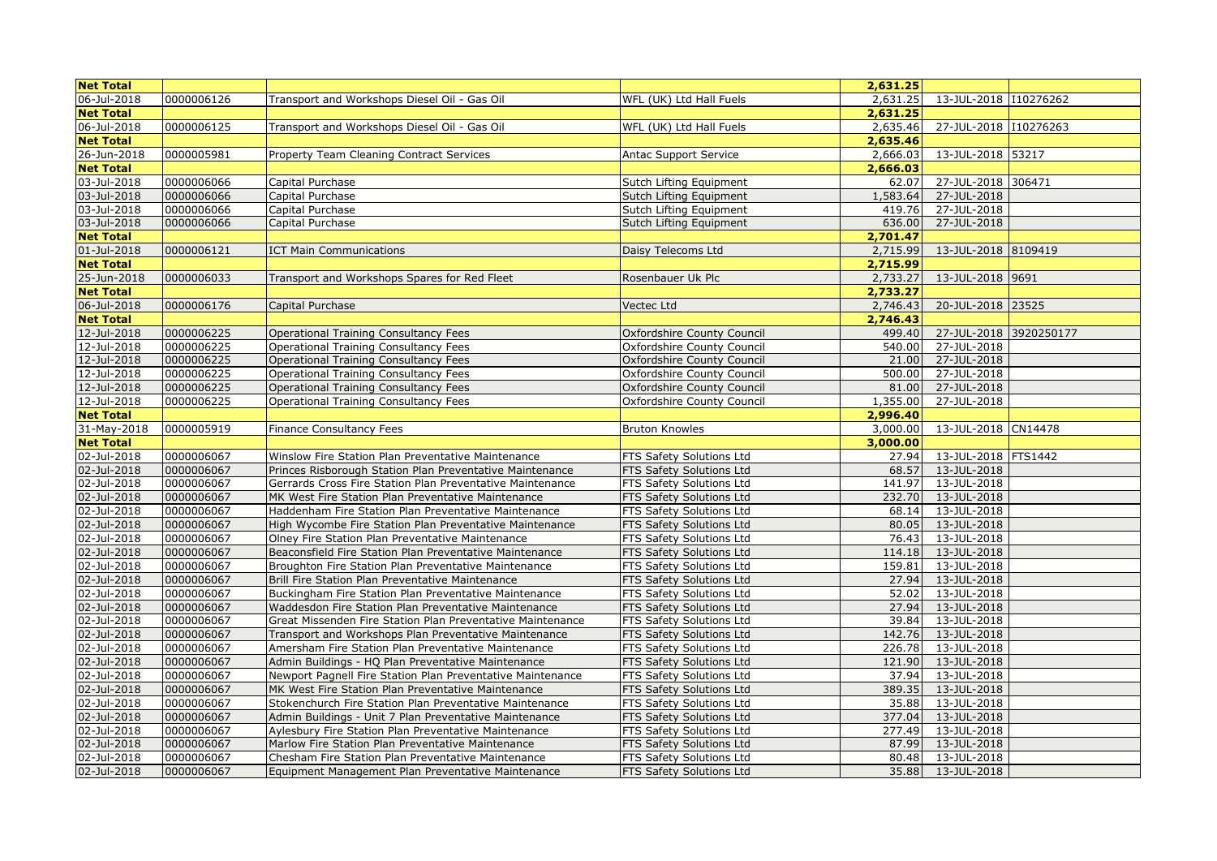| Net Total | | | | 2,631.25 | | |
|---|---|---|---|---|---|---|
| 06-Jul-2018 | 0000006126 | Transport and Workshops Diesel Oil - Gas Oil | WFL (UK) Ltd Hall Fuels | 2,631.25 | 13-JUL-2018 | I10276262 |
| **Net Total** | | | | **2,631.25** | | |
| 06-Jul-2018 | 0000006125 | Transport and Workshops Diesel Oil - Gas Oil | WFL (UK) Ltd Hall Fuels | 2,635.46 | 27-JUL-2018 | I10276263 |
| **Net Total** | | | | **2,635.46** | | |
| 26-Jun-2018 | 0000005981 | Property Team Cleaning Contract Services | Antac Support Service | 2,666.03 | 13-JUL-2018 | 53217 |
| **Net Total** | | | | **2,666.03** | | |
| 03-Jul-2018 | 0000006066 | Capital Purchase | Sutch Lifting Equipment | 62.07 | 27-JUL-2018 | 306471 |
| 03-Jul-2018 | 0000006066 | Capital Purchase | Sutch Lifting Equipment | 1,583.64 | 27-JUL-2018 | |
| 03-Jul-2018 | 0000006066 | Capital Purchase | Sutch Lifting Equipment | 419.76 | 27-JUL-2018 | |
| 03-Jul-2018 | 0000006066 | Capital Purchase | Sutch Lifting Equipment | 636.00 | 27-JUL-2018 | |
| **Net Total** | | | | **2,701.47** | | |
| 01-Jul-2018 | 0000006121 | ICT Main Communications | Daisy Telecoms Ltd | 2,715.99 | 13-JUL-2018 | 8109419 |
| **Net Total** | | | | **2,715.99** | | |
| 25-Jun-2018 | 0000006033 | Transport and Workshops Spares for Red Fleet | Rosenbauer Uk Plc | 2,733.27 | 13-JUL-2018 | 9691 |
| **Net Total** | | | | **2,733.27** | | |
| 06-Jul-2018 | 0000006176 | Capital Purchase | Vectec Ltd | 2,746.43 | 20-JUL-2018 | 23525 |
| **Net Total** | | | | **2,746.43** | | |
| 12-Jul-2018 | 0000006225 | Operational Training Consultancy Fees | Oxfordshire County Council | 499.40 | 27-JUL-2018 | 3920250177 |
| 12-Jul-2018 | 0000006225 | Operational Training Consultancy Fees | Oxfordshire County Council | 540.00 | 27-JUL-2018 | |
| 12-Jul-2018 | 0000006225 | Operational Training Consultancy Fees | Oxfordshire County Council | 21.00 | 27-JUL-2018 | |
| 12-Jul-2018 | 0000006225 | Operational Training Consultancy Fees | Oxfordshire County Council | 500.00 | 27-JUL-2018 | |
| 12-Jul-2018 | 0000006225 | Operational Training Consultancy Fees | Oxfordshire County Council | 81.00 | 27-JUL-2018 | |
| 12-Jul-2018 | 0000006225 | Operational Training Consultancy Fees | Oxfordshire County Council | 1,355.00 | 27-JUL-2018 | |
| **Net Total** | | | | **2,996.40** | | |
| 31-May-2018 | 0000005919 | Finance Consultancy Fees | Bruton Knowles | 3,000.00 | 13-JUL-2018 | CN14478 |
| **Net Total** | | | | **3,000.00** | | |
| 02-Jul-2018 | 0000006067 | Winslow Fire Station Plan Preventative Maintenance | FTS Safety Solutions Ltd | 27.94 | 13-JUL-2018 | FTS1442 |
| 02-Jul-2018 | 0000006067 | Princes Risborough Station Plan Preventative Maintenance | FTS Safety Solutions Ltd | 68.57 | 13-JUL-2018 | |
| 02-Jul-2018 | 0000006067 | Gerrards Cross Fire Station Plan Preventative Maintenance | FTS Safety Solutions Ltd | 141.97 | 13-JUL-2018 | |
| 02-Jul-2018 | 0000006067 | MK West Fire Station Plan Preventative Maintenance | FTS Safety Solutions Ltd | 232.70 | 13-JUL-2018 | |
| 02-Jul-2018 | 0000006067 | Haddenham Fire Station Plan Preventative Maintenance | FTS Safety Solutions Ltd | 68.14 | 13-JUL-2018 | |
| 02-Jul-2018 | 0000006067 | High Wycombe Fire Station Plan Preventative Maintenance | FTS Safety Solutions Ltd | 80.05 | 13-JUL-2018 | |
| 02-Jul-2018 | 0000006067 | Olney Fire Station Plan Preventative Maintenance | FTS Safety Solutions Ltd | 76.43 | 13-JUL-2018 | |
| 02-Jul-2018 | 0000006067 | Beaconsfield Fire Station Plan Preventative Maintenance | FTS Safety Solutions Ltd | 114.18 | 13-JUL-2018 | |
| 02-Jul-2018 | 0000006067 | Broughton Fire Station Plan Preventative Maintenance | FTS Safety Solutions Ltd | 159.81 | 13-JUL-2018 | |
| 02-Jul-2018 | 0000006067 | Brill Fire Station Plan Preventative Maintenance | FTS Safety Solutions Ltd | 27.94 | 13-JUL-2018 | |
| 02-Jul-2018 | 0000006067 | Buckingham Fire Station Plan Preventative Maintenance | FTS Safety Solutions Ltd | 52.02 | 13-JUL-2018 | |
| 02-Jul-2018 | 0000006067 | Waddesdon Fire Station Plan Preventative Maintenance | FTS Safety Solutions Ltd | 27.94 | 13-JUL-2018 | |
| 02-Jul-2018 | 0000006067 | Great Missenden Fire Station Plan Preventative Maintenance | FTS Safety Solutions Ltd | 39.84 | 13-JUL-2018 | |
| 02-Jul-2018 | 0000006067 | Transport and Workshops Plan Preventative Maintenance | FTS Safety Solutions Ltd | 142.76 | 13-JUL-2018 | |
| 02-Jul-2018 | 0000006067 | Amersham Fire Station Plan Preventative Maintenance | FTS Safety Solutions Ltd | 226.78 | 13-JUL-2018 | |
| 02-Jul-2018 | 0000006067 | Admin Buildings - HQ Plan Preventative Maintenance | FTS Safety Solutions Ltd | 121.90 | 13-JUL-2018 | |
| 02-Jul-2018 | 0000006067 | Newport Pagnell Fire Station Plan Preventative Maintenance | FTS Safety Solutions Ltd | 37.94 | 13-JUL-2018 | |
| 02-Jul-2018 | 0000006067 | MK West Fire Station Plan Preventative Maintenance | FTS Safety Solutions Ltd | 389.35 | 13-JUL-2018 | |
| 02-Jul-2018 | 0000006067 | Stokenchurch Fire Station Plan Preventative Maintenance | FTS Safety Solutions Ltd | 35.88 | 13-JUL-2018 | |
| 02-Jul-2018 | 0000006067 | Admin Buildings - Unit 7 Plan Preventative Maintenance | FTS Safety Solutions Ltd | 377.04 | 13-JUL-2018 | |
| 02-Jul-2018 | 0000006067 | Aylesbury Fire Station Plan Preventative Maintenance | FTS Safety Solutions Ltd | 277.49 | 13-JUL-2018 | |
| 02-Jul-2018 | 0000006067 | Marlow Fire Station Plan Preventative Maintenance | FTS Safety Solutions Ltd | 87.99 | 13-JUL-2018 | |
| 02-Jul-2018 | 0000006067 | Chesham Fire Station Plan Preventative Maintenance | FTS Safety Solutions Ltd | 80.48 | 13-JUL-2018 | |
| 02-Jul-2018 | 0000006067 | Equipment Management Plan Preventative Maintenance | FTS Safety Solutions Ltd | 35.88 | 13-JUL-2018 | |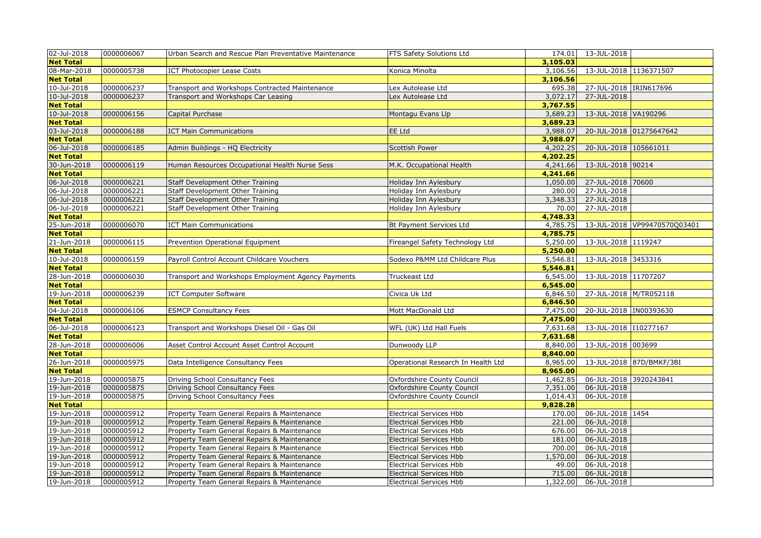| | | | | | | |
|---|---|---|---|---|---|---|
| 02-Jul-2018 | 0000006067 | Urban Search and Rescue Plan Preventative Maintenance | FTS Safety Solutions Ltd | 174.01 | 13-JUL-2018 | |
| **Net Total** | | | | **3,105.03** | | |
| 08-Mar-2018 | 0000005738 | ICT Photocopier Lease Costs | Konica Minolta | 3,106.56 | 13-JUL-2018 | 1136371507 |
| **Net Total** | | | | **3,106.56** | | |
| 10-Jul-2018 | 0000006237 | Transport and Workshops Contracted Maintenance | Lex Autolease Ltd | 695.38 | 27-JUL-2018 | IRIN617696 |
| 10-Jul-2018 | 0000006237 | Transport and Workshops Car Leasing | Lex Autolease Ltd | 3,072.17 | 27-JUL-2018 | |
| **Net Total** | | | | **3,767.55** | | |
| 10-Jul-2018 | 0000006156 | Capital Purchase | Montagu Evans Llp | 3,689.23 | 13-JUL-2018 | VA190296 |
| **Net Total** | | | | **3,689.23** | | |
| 03-Jul-2018 | 0000006188 | ICT Main Communications | EE Ltd | 3,988.07 | 20-JUL-2018 | 01275647642 |
| **Net Total** | | | | **3,988.07** | | |
| 06-Jul-2018 | 0000006185 | Admin Buildings - HQ Electricity | Scottish Power | 4,202.25 | 20-JUL-2018 | 105661011 |
| **Net Total** | | | | **4,202.25** | | |
| 30-Jun-2018 | 0000006119 | Human Resources Occupational Health Nurse Sess | M.K. Occupational Health | 4,241.66 | 13-JUL-2018 | 90214 |
| **Net Total** | | | | **4,241.66** | | |
| 06-Jul-2018 | 0000006221 | Staff Development Other Training | Holiday Inn Aylesbury | 1,050.00 | 27-JUL-2018 | 70600 |
| 06-Jul-2018 | 0000006221 | Staff Development Other Training | Holiday Inn Aylesbury | 280.00 | 27-JUL-2018 | |
| 06-Jul-2018 | 0000006221 | Staff Development Other Training | Holiday Inn Aylesbury | 3,348.33 | 27-JUL-2018 | |
| 06-Jul-2018 | 0000006221 | Staff Development Other Training | Holiday Inn Aylesbury | 70.00 | 27-JUL-2018 | |
| **Net Total** | | | | **4,748.33** | | |
| 25-Jun-2018 | 0000006070 | ICT Main Communications | Bt Payment Services Ltd | 4,785.75 | 13-JUL-2018 | VP99470570Q03401 |
| **Net Total** | | | | **4,785.75** | | |
| 21-Jun-2018 | 0000006115 | Prevention Operational Equipment | Fireangel Safety Technology Ltd | 5,250.00 | 13-JUL-2018 | 1119247 |
| **Net Total** | | | | **5,250.00** | | |
| 10-Jul-2018 | 0000006159 | Payroll Control Account Childcare Vouchers | Sodexo P&MM Ltd Childcare Plus | 5,546.81 | 13-JUL-2018 | 3453316 |
| **Net Total** | | | | **5,546.81** | | |
| 28-Jun-2018 | 0000006030 | Transport and Workshops Employment Agency Payments | Truckeast Ltd | 6,545.00 | 13-JUL-2018 | 11707207 |
| **Net Total** | | | | **6,545.00** | | |
| 19-Jun-2018 | 0000006239 | ICT Computer Software | Civica Uk Ltd | 6,846.50 | 27-JUL-2018 | M/TR052118 |
| **Net Total** | | | | **6,846.50** | | |
| 04-Jul-2018 | 0000006106 | ESMCP Consultancy Fees | Mott MacDonald Ltd | 7,475.00 | 20-JUL-2018 | IN00393630 |
| **Net Total** | | | | **7,475.00** | | |
| 06-Jul-2018 | 0000006123 | Transport and Workshops Diesel Oil - Gas Oil | WFL (UK) Ltd Hall Fuels | 7,631.68 | 13-JUL-2018 | I10277167 |
| **Net Total** | | | | **7,631.68** | | |
| 28-Jun-2018 | 0000006006 | Asset Control Account Asset Control Account | Dunwoody LLP | 8,840.00 | 13-JUL-2018 | 003699 |
| **Net Total** | | | | **8,840.00** | | |
| 26-Jun-2018 | 0000005975 | Data Intelligence Consultancy Fees | Operational Research In Health Ltd | 8,965.00 | 13-JUL-2018 | 87D/BMKF/3BI |
| **Net Total** | | | | **8,965.00** | | |
| 19-Jun-2018 | 0000005875 | Driving School Consultancy Fees | Oxfordshire County Council | 1,462.85 | 06-JUL-2018 | 3920243841 |
| 19-Jun-2018 | 0000005875 | Driving School Consultancy Fees | Oxfordshire County Council | 7,351.00 | 06-JUL-2018 | |
| 19-Jun-2018 | 0000005875 | Driving School Consultancy Fees | Oxfordshire County Council | 1,014.43 | 06-JUL-2018 | |
| **Net Total** | | | | **9,828.28** | | |
| 19-Jun-2018 | 0000005912 | Property Team General Repairs & Maintenance | Electrical Services Hbb | 170.00 | 06-JUL-2018 | 1454 |
| 19-Jun-2018 | 0000005912 | Property Team General Repairs & Maintenance | Electrical Services Hbb | 221.00 | 06-JUL-2018 | |
| 19-Jun-2018 | 0000005912 | Property Team General Repairs & Maintenance | Electrical Services Hbb | 676.00 | 06-JUL-2018 | |
| 19-Jun-2018 | 0000005912 | Property Team General Repairs & Maintenance | Electrical Services Hbb | 181.00 | 06-JUL-2018 | |
| 19-Jun-2018 | 0000005912 | Property Team General Repairs & Maintenance | Electrical Services Hbb | 700.00 | 06-JUL-2018 | |
| 19-Jun-2018 | 0000005912 | Property Team General Repairs & Maintenance | Electrical Services Hbb | 1,570.00 | 06-JUL-2018 | |
| 19-Jun-2018 | 0000005912 | Property Team General Repairs & Maintenance | Electrical Services Hbb | 49.00 | 06-JUL-2018 | |
| 19-Jun-2018 | 0000005912 | Property Team General Repairs & Maintenance | Electrical Services Hbb | 715.00 | 06-JUL-2018 | |
| 19-Jun-2018 | 0000005912 | Property Team General Repairs & Maintenance | Electrical Services Hbb | 1,322.00 | 06-JUL-2018 | |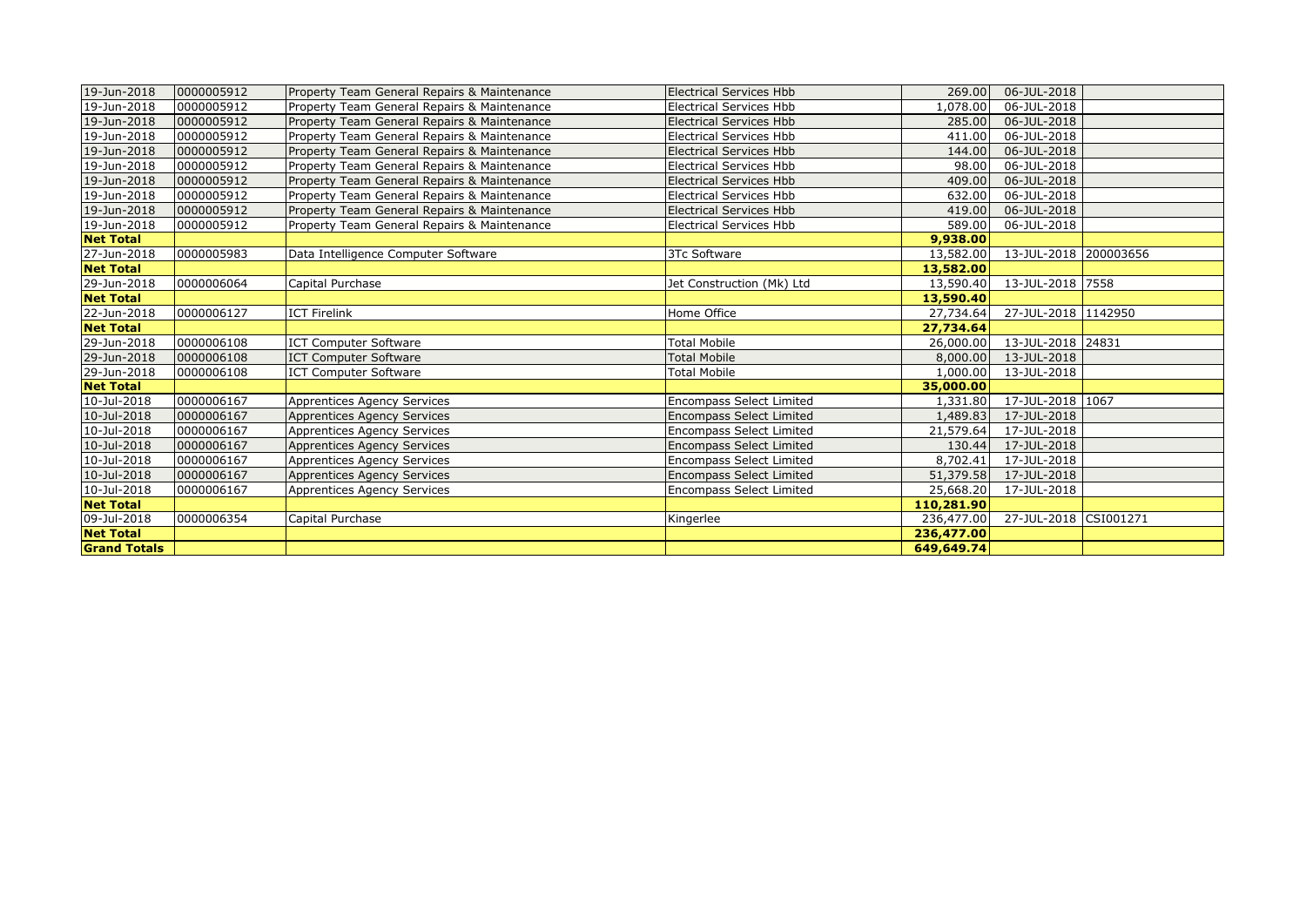| | | | | | | |
|---|---|---|---|---|---|---|
| 19-Jun-2018 | 0000005912 | Property Team General Repairs & Maintenance | Electrical Services Hbb | 269.00 | 06-JUL-2018 | |
| 19-Jun-2018 | 0000005912 | Property Team General Repairs & Maintenance | Electrical Services Hbb | 1,078.00 | 06-JUL-2018 | |
| 19-Jun-2018 | 0000005912 | Property Team General Repairs & Maintenance | Electrical Services Hbb | 285.00 | 06-JUL-2018 | |
| 19-Jun-2018 | 0000005912 | Property Team General Repairs & Maintenance | Electrical Services Hbb | 411.00 | 06-JUL-2018 | |
| 19-Jun-2018 | 0000005912 | Property Team General Repairs & Maintenance | Electrical Services Hbb | 144.00 | 06-JUL-2018 | |
| 19-Jun-2018 | 0000005912 | Property Team General Repairs & Maintenance | Electrical Services Hbb | 98.00 | 06-JUL-2018 | |
| 19-Jun-2018 | 0000005912 | Property Team General Repairs & Maintenance | Electrical Services Hbb | 409.00 | 06-JUL-2018 | |
| 19-Jun-2018 | 0000005912 | Property Team General Repairs & Maintenance | Electrical Services Hbb | 632.00 | 06-JUL-2018 | |
| 19-Jun-2018 | 0000005912 | Property Team General Repairs & Maintenance | Electrical Services Hbb | 419.00 | 06-JUL-2018 | |
| 19-Jun-2018 | 0000005912 | Property Team General Repairs & Maintenance | Electrical Services Hbb | 589.00 | 06-JUL-2018 | |
| **Net Total** | | | | **9,938.00** | | |
| 27-Jun-2018 | 0000005983 | Data Intelligence Computer Software | 3Tc Software | 13,582.00 | 13-JUL-2018 | 200003656 |
| **Net Total** | | | | **13,582.00** | | |
| 29-Jun-2018 | 0000006064 | Capital Purchase | Jet Construction (Mk) Ltd | 13,590.40 | 13-JUL-2018 | 7558 |
| **Net Total** | | | | **13,590.40** | | |
| 22-Jun-2018 | 0000006127 | ICT Firelink | Home Office | 27,734.64 | 27-JUL-2018 | 1142950 |
| **Net Total** | | | | **27,734.64** | | |
| 29-Jun-2018 | 0000006108 | ICT Computer Software | Total Mobile | 26,000.00 | 13-JUL-2018 | 24831 |
| 29-Jun-2018 | 0000006108 | ICT Computer Software | Total Mobile | 8,000.00 | 13-JUL-2018 | |
| 29-Jun-2018 | 0000006108 | ICT Computer Software | Total Mobile | 1,000.00 | 13-JUL-2018 | |
| **Net Total** | | | | **35,000.00** | | |
| 10-Jul-2018 | 0000006167 | Apprentices Agency Services | Encompass Select Limited | 1,331.80 | 17-JUL-2018 | 1067 |
| 10-Jul-2018 | 0000006167 | Apprentices Agency Services | Encompass Select Limited | 1,489.83 | 17-JUL-2018 | |
| 10-Jul-2018 | 0000006167 | Apprentices Agency Services | Encompass Select Limited | 21,579.64 | 17-JUL-2018 | |
| 10-Jul-2018 | 0000006167 | Apprentices Agency Services | Encompass Select Limited | 130.44 | 17-JUL-2018 | |
| 10-Jul-2018 | 0000006167 | Apprentices Agency Services | Encompass Select Limited | 8,702.41 | 17-JUL-2018 | |
| 10-Jul-2018 | 0000006167 | Apprentices Agency Services | Encompass Select Limited | 51,379.58 | 17-JUL-2018 | |
| 10-Jul-2018 | 0000006167 | Apprentices Agency Services | Encompass Select Limited | 25,668.20 | 17-JUL-2018 | |
| **Net Total** | | | | **110,281.90** | | |
| 09-Jul-2018 | 0000006354 | Capital Purchase | Kingerlee | 236,477.00 | 27-JUL-2018 | CSI001271 |
| **Net Total** | | | | **236,477.00** | | |
| **Grand Totals** | | | | **649,649.74** | | |